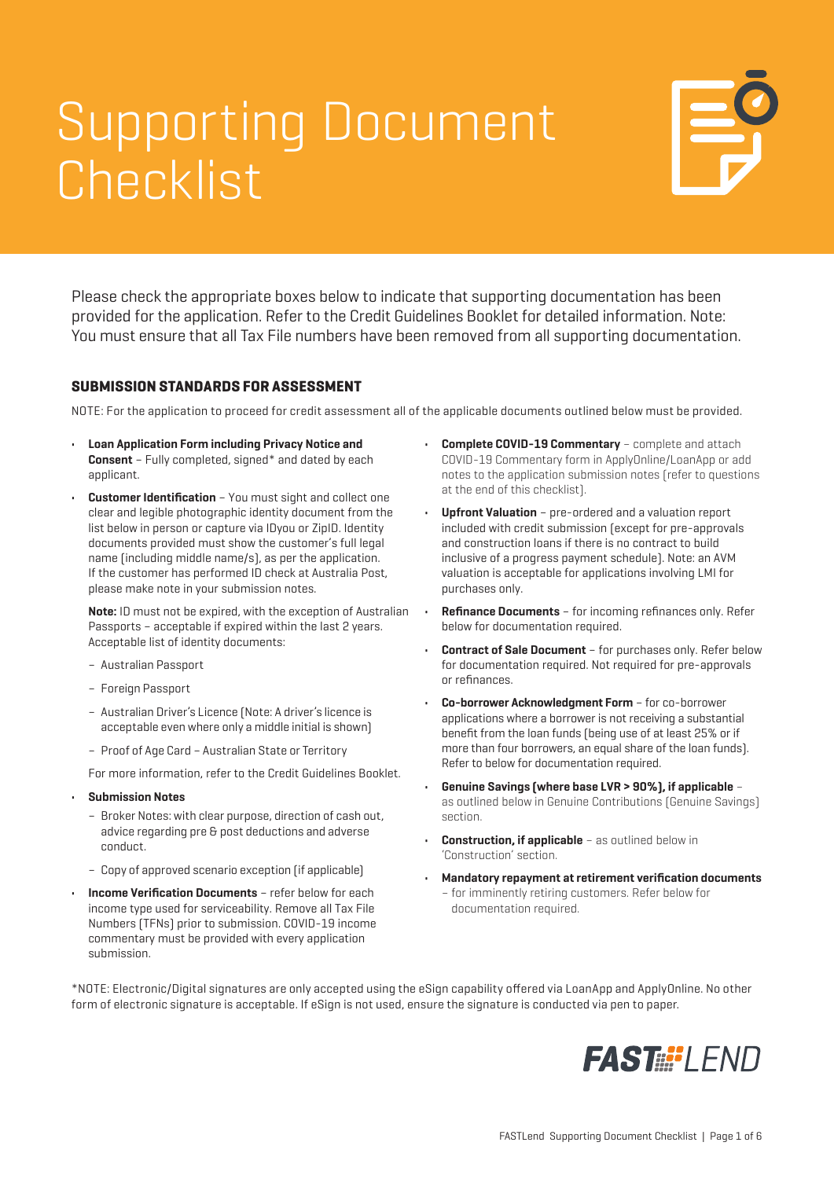# Supporting Document Checklist

Please check the appropriate boxes below to indicate that supporting documentation has been provided for the application. Refer to the Credit Guidelines Booklet for detailed information. Note: You must ensure that all Tax File numbers have been removed from all supporting documentation.

## SUBMISSION STANDARDS FOR ASSESSMENT

NOTE: For the application to proceed for credit assessment all of the applicable documents outlined below must be provided.

- **Loan Application Form including Privacy Notice and Consent** – Fully completed, signed* and dated by each applicant.
- **Customer Identification** – You must sight and collect one clear and legible photographic identity document from the list below in person or capture via IDyou or ZipID. Identity documents provided must show the customer's full legal name (including middle name/s), as per the application. If the customer has performed ID check at Australia Post, please make note in your submission notes.

  **Note:** ID must not be expired, with the exception of Australian Passports – acceptable if expired within the last 2 years. Acceptable list of identity documents:

  - Australian Passport
  - Foreign Passport
  - Australian Driver's Licence (Note: A driver's licence is acceptable even where only a middle initial is shown)
  - Proof of Age Card – Australian State or Territory

  For more information, refer to the Credit Guidelines Booklet.
- **Submission Notes**
  - Broker Notes: with clear purpose, direction of cash out, advice regarding pre & post deductions and adverse conduct.
  - Copy of approved scenario exception (if applicable)
- **Income Verification Documents** – refer below for each income type used for serviceability. Remove all Tax File Numbers (TFNs) prior to submission. COVID-19 income commentary must be provided with every application submission.
- **Complete COVID-19 Commentary** – complete and attach COVID-19 Commentary form in ApplyOnline/LoanApp or add notes to the application submission notes (refer to questions at the end of this checklist).
- **Upfront Valuation** – pre-ordered and a valuation report included with credit submission (except for pre-approvals and construction loans if there is no contract to build inclusive of a progress payment schedule). Note: an AVM valuation is acceptable for applications involving LMI for purchases only.
- **Refinance Documents** – for incoming refinances only. Refer below for documentation required.
- **Contract of Sale Document** – for purchases only. Refer below for documentation required. Not required for pre-approvals or refinances.
- **Co-borrower Acknowledgment Form** – for co-borrower applications where a borrower is not receiving a substantial benefit from the loan funds (being use of at least 25% or if more than four borrowers, an equal share of the loan funds). Refer to below for documentation required.
- **Genuine Savings (where base LVR > 90%), if applicable** – as outlined below in Genuine Contributions (Genuine Savings) section.
- **Construction, if applicable** – as outlined below in 'Construction' section.
- **Mandatory repayment at retirement verification documents** – for imminently retiring customers. Refer below for documentation required.

*NOTE: Electronic/Digital signatures are only accepted using the eSign capability offered via LoanApp and ApplyOnline. No other form of electronic signature is acceptable. If eSign is not used, ensure the signature is conducted via pen to paper.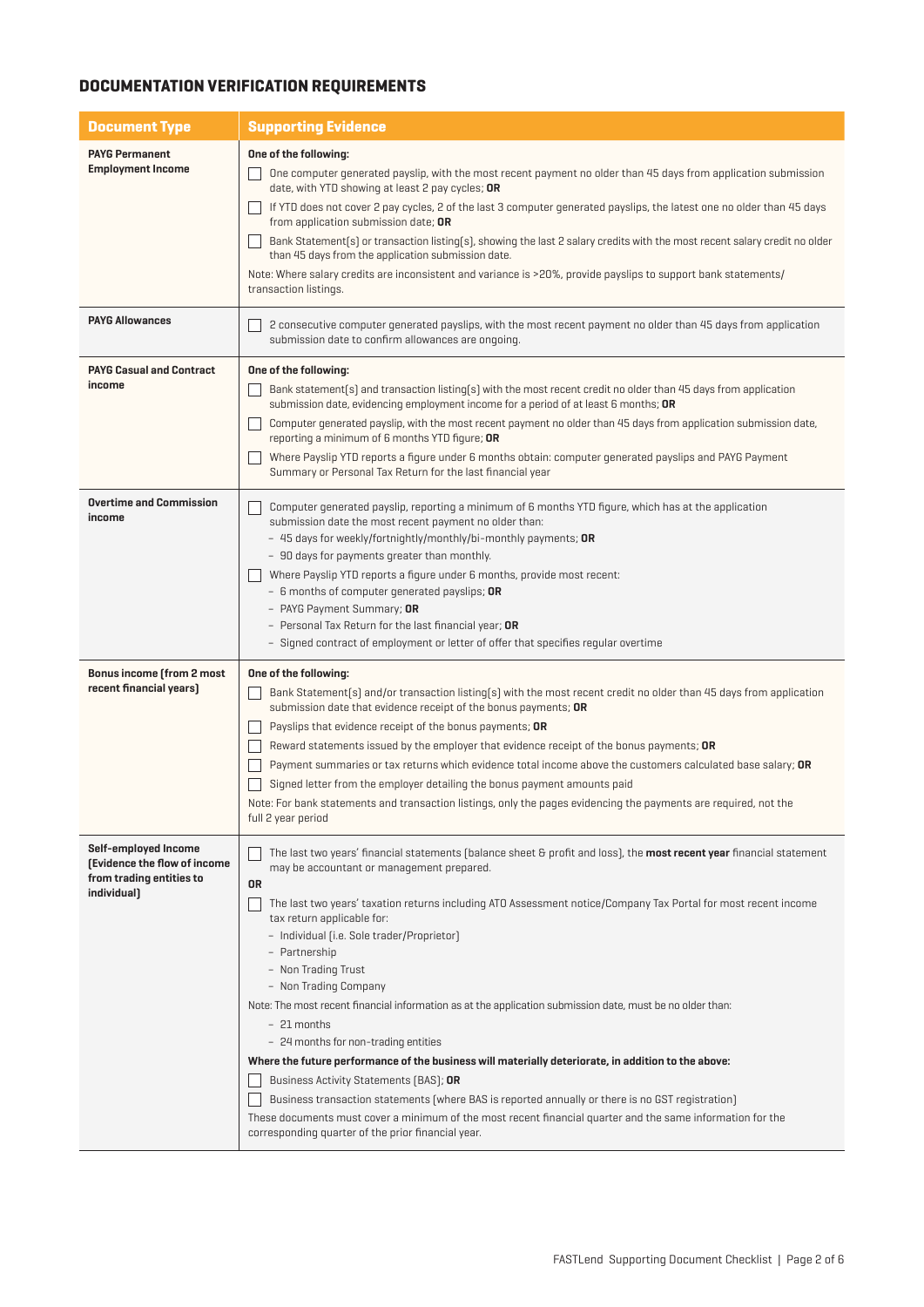## DOCUMENTATION VERIFICATION REQUIREMENTS

| Document Type | Supporting Evidence |
|---|---|
| **PAYG Permanent Employment Income** | **One of the following:**<br>☐ One computer generated payslip, with the most recent payment no older than 45 days from application submission date, with YTD showing at least 2 pay cycles; **OR**<br>☐ If YTD does not cover 2 pay cycles, 2 of the last 3 computer generated payslips, the latest one no older than 45 days from application submission date; **OR**<br>☐ Bank Statement(s) or transaction listing(s), showing the last 2 salary credits with the most recent salary credit no older than 45 days from the application submission date.<br>Note: Where salary credits are inconsistent and variance is >20%, provide payslips to support bank statements/ transaction listings. |
| **PAYG Allowances** | ☐ 2 consecutive computer generated payslips, with the most recent payment no older than 45 days from application submission date to confirm allowances are ongoing. |
| **PAYG Casual and Contract income** | **One of the following:**<br>☐ Bank statement(s) and transaction listing(s) with the most recent credit no older than 45 days from application submission date, evidencing employment income for a period of at least 6 months; **OR**<br>☐ Computer generated payslip, with the most recent payment no older than 45 days from application submission date, reporting a minimum of 6 months YTD figure; **OR**<br>☐ Where Payslip YTD reports a figure under 6 months obtain: computer generated payslips and PAYG Payment Summary or Personal Tax Return for the last financial year |
| **Overtime and Commission income** | ☐ Computer generated payslip, reporting a minimum of 6 months YTD figure, which has at the application submission date the most recent payment no older than:<br>– 45 days for weekly/fortnightly/monthly/bi-monthly payments; **OR**<br>– 90 days for payments greater than monthly.<br>☐ Where Payslip YTD reports a figure under 6 months, provide most recent:<br>– 6 months of computer generated payslips; **OR**<br>– PAYG Payment Summary; **OR**<br>– Personal Tax Return for the last financial year; **OR**<br>– Signed contract of employment or letter of offer that specifies regular overtime |
| **Bonus income (from 2 most recent financial years)** | **One of the following:**<br>☐ Bank Statement(s) and/or transaction listing(s) with the most recent credit no older than 45 days from application submission date that evidence receipt of the bonus payments; **OR**<br>☐ Payslips that evidence receipt of the bonus payments; **OR**<br>☐ Reward statements issued by the employer that evidence receipt of the bonus payments; **OR**<br>☐ Payment summaries or tax returns which evidence total income above the customers calculated base salary; **OR**<br>☐ Signed letter from the employer detailing the bonus payment amounts paid<br>Note: For bank statements and transaction listings, only the pages evidencing the payments are required, not the full 2 year period |
| **Self-employed Income (Evidence the flow of income from trading entities to individual)** | ☐ The last two years' financial statements (balance sheet & profit and loss), the **most recent year** financial statement may be accountant or management prepared.<br>**OR**<br>☐ The last two years' taxation returns including ATO Assessment notice/Company Tax Portal for most recent income tax return applicable for:<br>– Individual (i.e. Sole trader/Proprietor)<br>– Partnership<br>– Non Trading Trust<br>– Non Trading Company<br>Note: The most recent financial information as at the application submission date, must be no older than:<br>– 21 months<br>– 24 months for non-trading entities<br>**Where the future performance of the business will materially deteriorate, in addition to the above:**<br>☐ Business Activity Statements (BAS); **OR**<br>☐ Business transaction statements (where BAS is reported annually or there is no GST registration)<br>These documents must cover a minimum of the most recent financial quarter and the same information for the corresponding quarter of the prior financial year. |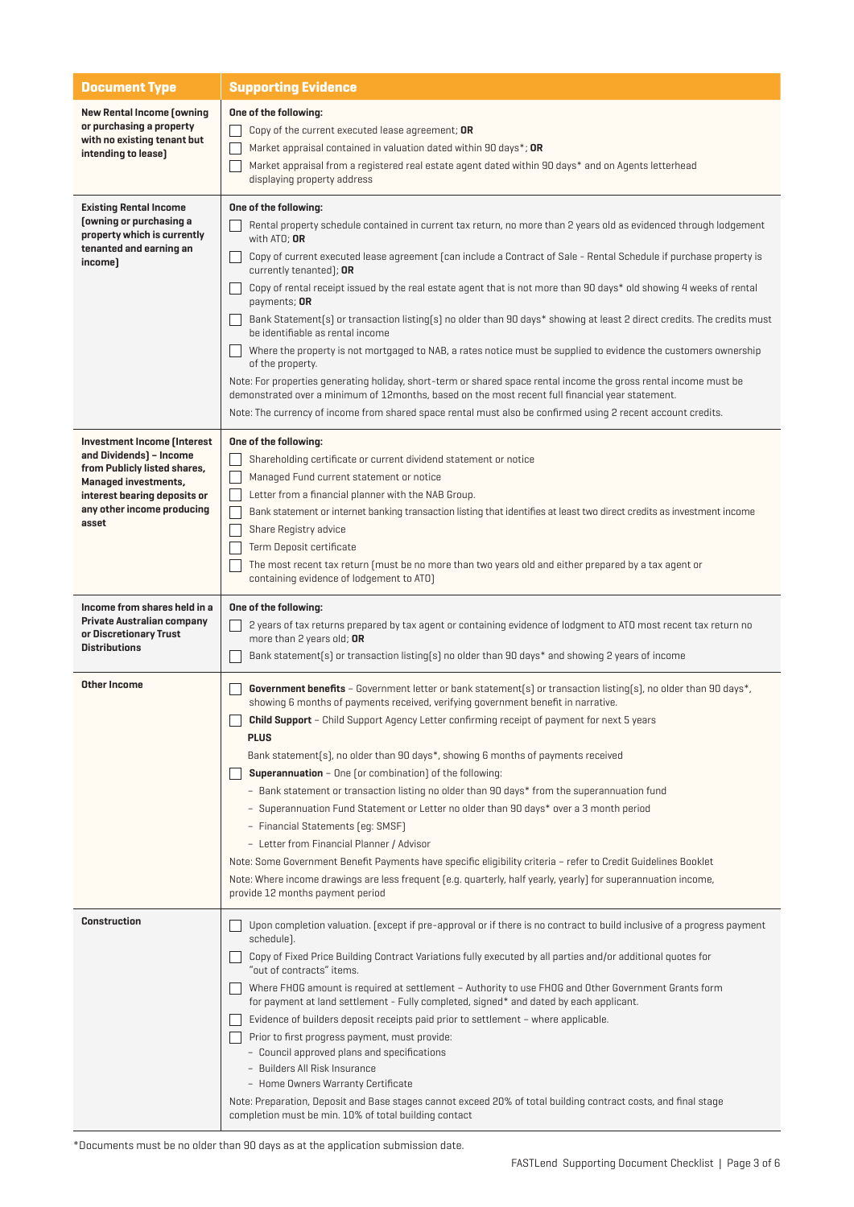| Document Type | Supporting Evidence |
|---|---|
| **New Rental Income (owning or purchasing a property with no existing tenant but intending to lease)** | **One of the following:**<br>☐ Copy of the current executed lease agreement; **OR**<br>☐ Market appraisal contained in valuation dated within 90 days*; **OR**<br>☐ Market appraisal from a registered real estate agent dated within 90 days* and on Agents letterhead displaying property address |
| **Existing Rental Income (owning or purchasing a property which is currently tenanted and earning an income)** | **One of the following:**<br>☐ Rental property schedule contained in current tax return, no more than 2 years old as evidenced through lodgement with ATO; **OR**<br>☐ Copy of current executed lease agreement (can include a Contract of Sale - Rental Schedule if purchase property is currently tenanted); **OR**<br>☐ Copy of rental receipt issued by the real estate agent that is not more than 90 days* old showing 4 weeks of rental payments; **OR**<br>☐ Bank Statement(s) or transaction listing(s) no older than 90 days* showing at least 2 direct credits. The credits must be identifiable as rental income<br>☐ Where the property is not mortgaged to NAB, a rates notice must be supplied to evidence the customers ownership of the property.<br>Note: For properties generating holiday, short-term or shared space rental income the gross rental income must be demonstrated over a minimum of 12months, based on the most recent full financial year statement.<br>Note: The currency of income from shared space rental must also be confirmed using 2 recent account credits. |
| **Investment Income (Interest and Dividends) – Income from Publicly listed shares, Managed investments, interest bearing deposits or any other income producing asset** | **One of the following:**<br>☐ Shareholding certificate or current dividend statement or notice<br>☐ Managed Fund current statement or notice<br>☐ Letter from a financial planner with the NAB Group.<br>☐ Bank statement or internet banking transaction listing that identifies at least two direct credits as investment income<br>☐ Share Registry advice<br>☐ Term Deposit certificate<br>☐ The most recent tax return (must be no more than two years old and either prepared by a tax agent or containing evidence of lodgement to ATO) |
| **Income from shares held in a Private Australian company or Discretionary Trust Distributions** | **One of the following:**<br>☐ 2 years of tax returns prepared by tax agent or containing evidence of lodgment to ATO most recent tax return no more than 2 years old; **OR**<br>☐ Bank statement(s) or transaction listing(s) no older than 90 days* and showing 2 years of income |
| **Other Income** | ☐ **Government benefits** – Government letter or bank statement(s) or transaction listing(s), no older than 90 days*, showing 6 months of payments received, verifying government benefit in narrative.<br>☐ **Child Support** – Child Support Agency Letter confirming receipt of payment for next 5 years<br>**PLUS**<br>Bank statement(s), no older than 90 days*, showing 6 months of payments received<br>☐ **Superannuation** – One (or combination) of the following:<br>– Bank statement or transaction listing no older than 90 days* from the superannuation fund<br>– Superannuation Fund Statement or Letter no older than 90 days* over a 3 month period<br>– Financial Statements (eg: SMSF)<br>– Letter from Financial Planner / Advisor<br>Note: Some Government Benefit Payments have specific eligibility criteria – refer to Credit Guidelines Booklet<br>Note: Where income drawings are less frequent (e.g. quarterly, half yearly, yearly) for superannuation income, provide 12 months payment period |
| **Construction** | ☐ Upon completion valuation. (except if pre-approval or if there is no contract to build inclusive of a progress payment schedule).<br>☐ Copy of Fixed Price Building Contract Variations fully executed by all parties and/or additional quotes for "out of contracts" items.<br>☐ Where FHOG amount is required at settlement – Authority to use FHOG and Other Government Grants form for payment at land settlement - Fully completed, signed* and dated by each applicant.<br>☐ Evidence of builders deposit receipts paid prior to settlement – where applicable.<br>☐ Prior to first progress payment, must provide:<br>– Council approved plans and specifications<br>– Builders All Risk Insurance<br>– Home Owners Warranty Certificate<br>Note: Preparation, Deposit and Base stages cannot exceed 20% of total building contract costs, and final stage completion must be min. 10% of total building contact |

*Documents must be no older than 90 days as at the application submission date.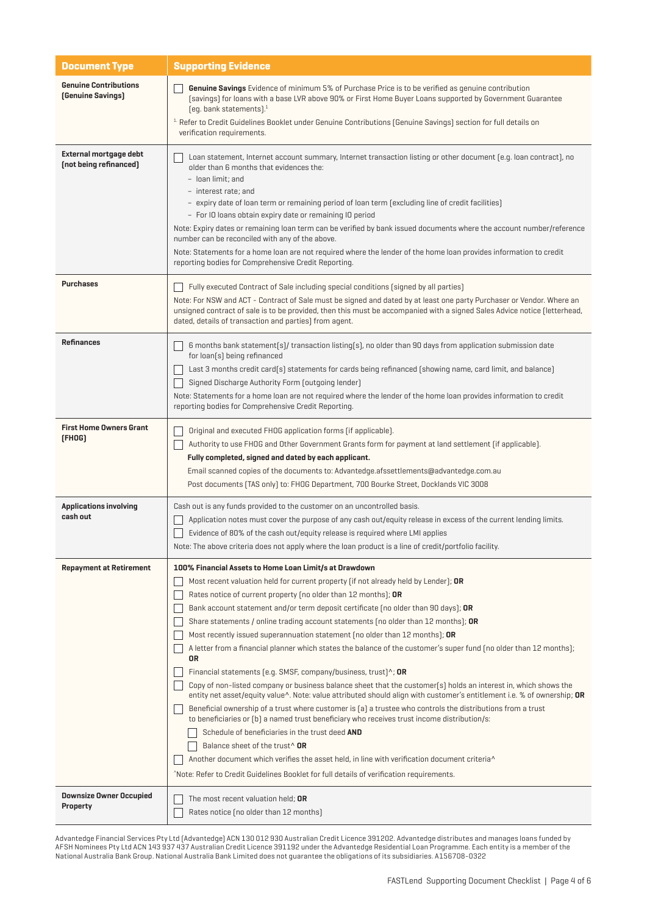| Document Type | Supporting Evidence |
| --- | --- |
| **Genuine Contributions (Genuine Savings)** | ☐ **Genuine Savings** Evidence of minimum 5% of Purchase Price is to be verified as genuine contribution (savings) for loans with a base LVR above 90% or First Home Buyer Loans supported by Government Guarantee (eg. bank statements).[1]<br>[1] Refer to Credit Guidelines Booklet under Genuine Contributions (Genuine Savings) section for full details on verification requirements. |
| **External mortgage debt (not being refinanced)** | ☐ Loan statement, Internet account summary, Internet transaction listing or other document (e.g. loan contract), no older than 6 months that evidences the:<br>– loan limit; and<br>– interest rate; and<br>– expiry date of loan term or remaining period of loan term (excluding line of credit facilities)<br>– For IO loans obtain expiry date or remaining IO period<br>Note: Expiry dates or remaining loan term can be verified by bank issued documents where the account number/reference number can be reconciled with any of the above.<br>Note: Statements for a home loan are not required where the lender of the home loan provides information to credit reporting bodies for Comprehensive Credit Reporting. |
| **Purchases** | ☐ Fully executed Contract of Sale including special conditions (signed by all parties)<br>Note: For NSW and ACT – Contract of Sale must be signed and dated by at least one party Purchaser or Vendor. Where an unsigned contract of sale is to be provided, then this must be accompanied with a signed Sales Advice notice (letterhead, dated, details of transaction and parties) from agent. |
| **Refinances** | ☐ 6 months bank statement(s)/ transaction listing(s), no older than 90 days from application submission date for loan(s) being refinanced<br>☐ Last 3 months credit card(s) statements for cards being refinanced (showing name, card limit, and balance)<br>☐ Signed Discharge Authority Form (outgoing lender)<br>Note: Statements for a home loan are not required where the lender of the home loan provides information to credit reporting bodies for Comprehensive Credit Reporting. |
| **First Home Owners Grant (FHOG)** | ☐ Original and executed FHOG application forms (if applicable).<br>☐ Authority to use FHOG and Other Government Grants form for payment at land settlement (if applicable).<br>**Fully completed, signed and dated by each applicant.**<br>Email scanned copies of the documents to: Advantedge.afssettlements@advantedge.com.au<br>Post documents (TAS only) to: FHOG Department, 700 Bourke Street, Docklands VIC 3008 |
| **Applications involving cash out** | Cash out is any funds provided to the customer on an uncontrolled basis.<br>☐ Application notes must cover the purpose of any cash out/equity release in excess of the current lending limits.<br>☐ Evidence of 80% of the cash out/equity release is required where LMI applies<br>Note: The above criteria does not apply where the loan product is a line of credit/portfolio facility. |
| **Repayment at Retirement** | **100% Financial Assets to Home Loan Limit/s at Drawdown**<br>☐ Most recent valuation held for current property (if not already held by Lender); **OR**<br>☐ Rates notice of current property (no older than 12 months); **OR**<br>☐ Bank account statement and/or term deposit certificate (no older than 90 days); **OR**<br>☐ Share statements / online trading account statements (no older than 12 months); **OR**<br>☐ Most recently issued superannuation statement (no older than 12 months); **OR**<br>☐ A letter from a financial planner which states the balance of the customer's super fund (no older than 12 months); **OR**<br>☐ Financial statements (e.g. SMSF, company/business, trust)^; **OR**<br>☐ Copy of non-listed company or business balance sheet that the customer(s) holds an interest in, which shows the entity net asset/equity value^. Note: value attributed should align with customer's entitlement i.e. % of ownership; **OR**<br>☐ Beneficial ownership of a trust where customer is (a) a trustee who controls the distributions from a trust to beneficiaries or (b) a named trust beneficiary who receives trust income distribution/s:<br>&nbsp;&nbsp;☐ Schedule of beneficiaries in the trust deed **AND**<br>&nbsp;&nbsp;☐ Balance sheet of the trust^ **OR**<br>☐ Another document which verifies the asset held, in line with verification document criteria^<br>^Note: Refer to Credit Guidelines Booklet for full details of verification requirements. |
| **Downsize Owner Occupied Property** | ☐ The most recent valuation held; **OR**<br>☐ Rates notice (no older than 12 months) |

Advantedge Financial Services Pty Ltd (Advantedge) ACN 130 012 930 Australian Credit Licence 391202. Advantedge distributes and manages loans funded by AFSH Nominees Pty Ltd ACN 143 937 437 Australian Credit Licence 391192 under the Advantedge Residential Loan Programme. Each entity is a member of the National Australia Bank Group. National Australia Bank Limited does not guarantee the obligations of its subsidiaries. A156708-0322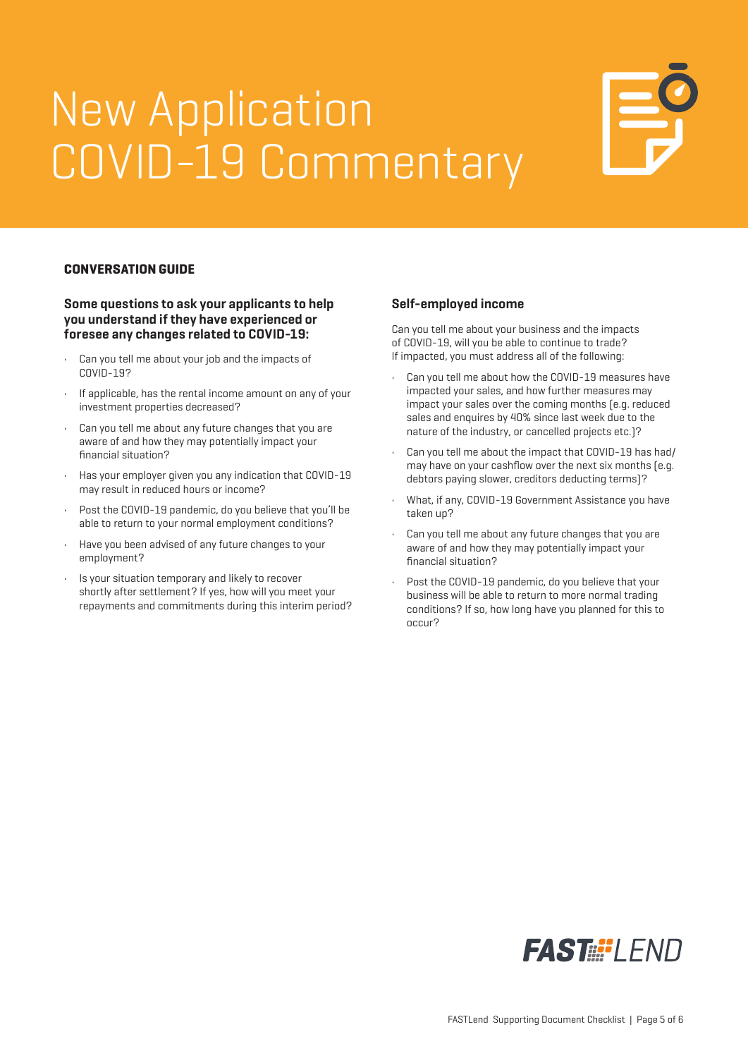# New Application COVID-19 Commentary

## CONVERSATION GUIDE

### Some questions to ask your applicants to help you understand if they have experienced or foresee any changes related to COVID-19:

- Can you tell me about your job and the impacts of COVID-19?
- If applicable, has the rental income amount on any of your investment properties decreased?
- Can you tell me about any future changes that you are aware of and how they may potentially impact your financial situation?
- Has your employer given you any indication that COVID-19 may result in reduced hours or income?
- Post the COVID-19 pandemic, do you believe that you'll be able to return to your normal employment conditions?
- Have you been advised of any future changes to your employment?
- Is your situation temporary and likely to recover shortly after settlement? If yes, how will you meet your repayments and commitments during this interim period?

### Self-employed income

Can you tell me about your business and the impacts of COVID-19, will you be able to continue to trade? If impacted, you must address all of the following:

- Can you tell me about how the COVID-19 measures have impacted your sales, and how further measures may impact your sales over the coming months (e.g. reduced sales and enquires by 40% since last week due to the nature of the industry, or cancelled projects etc.)?
- Can you tell me about the impact that COVID-19 has had/ may have on your cashflow over the next six months (e.g. debtors paying slower, creditors deducting terms)?
- What, if any, COVID-19 Government Assistance you have taken up?
- Can you tell me about any future changes that you are aware of and how they may potentially impact your financial situation?
- Post the COVID-19 pandemic, do you believe that your business will be able to return to more normal trading conditions? If so, how long have you planned for this to occur?

FASTLEND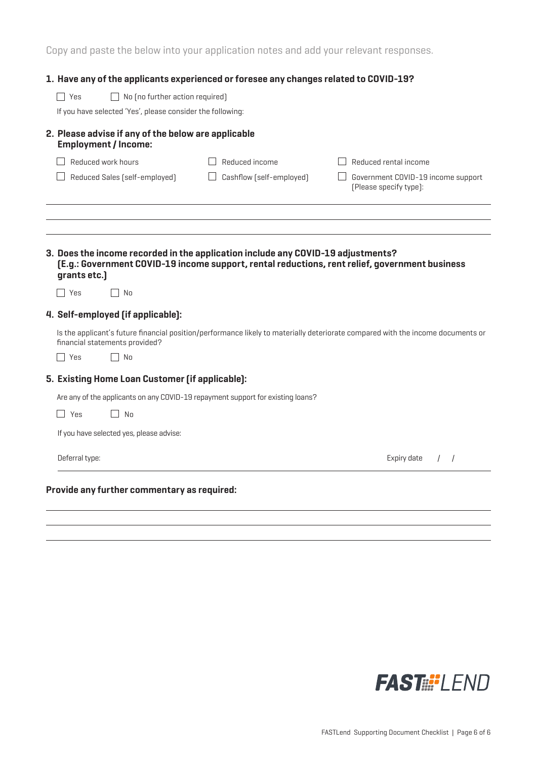Copy and paste the below into your application notes and add your relevant responses.

**1. Have any of the applicants experienced or foresee any changes related to COVID-19?**

☐ Yes ☐ No (no further action required)

If you have selected 'Yes', please consider the following:

**2. Please advise if any of the below are applicable**
**Employment / Income:**

☐ Reduced work hours ☐ Reduced income ☐ Reduced rental income

☐ Reduced Sales (self-employed) ☐ Cashflow (self-employed) ☐ Government COVID-19 income support (Please specify type):

**3. Does the income recorded in the application include any COVID-19 adjustments? (E.g.: Government COVID-19 income support, rental reductions, rent relief, government business grants etc.)**

☐ Yes ☐ No

**4. Self-employed (if applicable):**

Is the applicant's future financial position/performance likely to materially deteriorate compared with the income documents or financial statements provided?

☐ Yes ☐ No

**5. Existing Home Loan Customer (if applicable):**

Are any of the applicants on any COVID-19 repayment support for existing loans?

☐ Yes ☐ No

If you have selected yes, please advise:

Deferral type: Expiry date / /

**Provide any further commentary as required:**